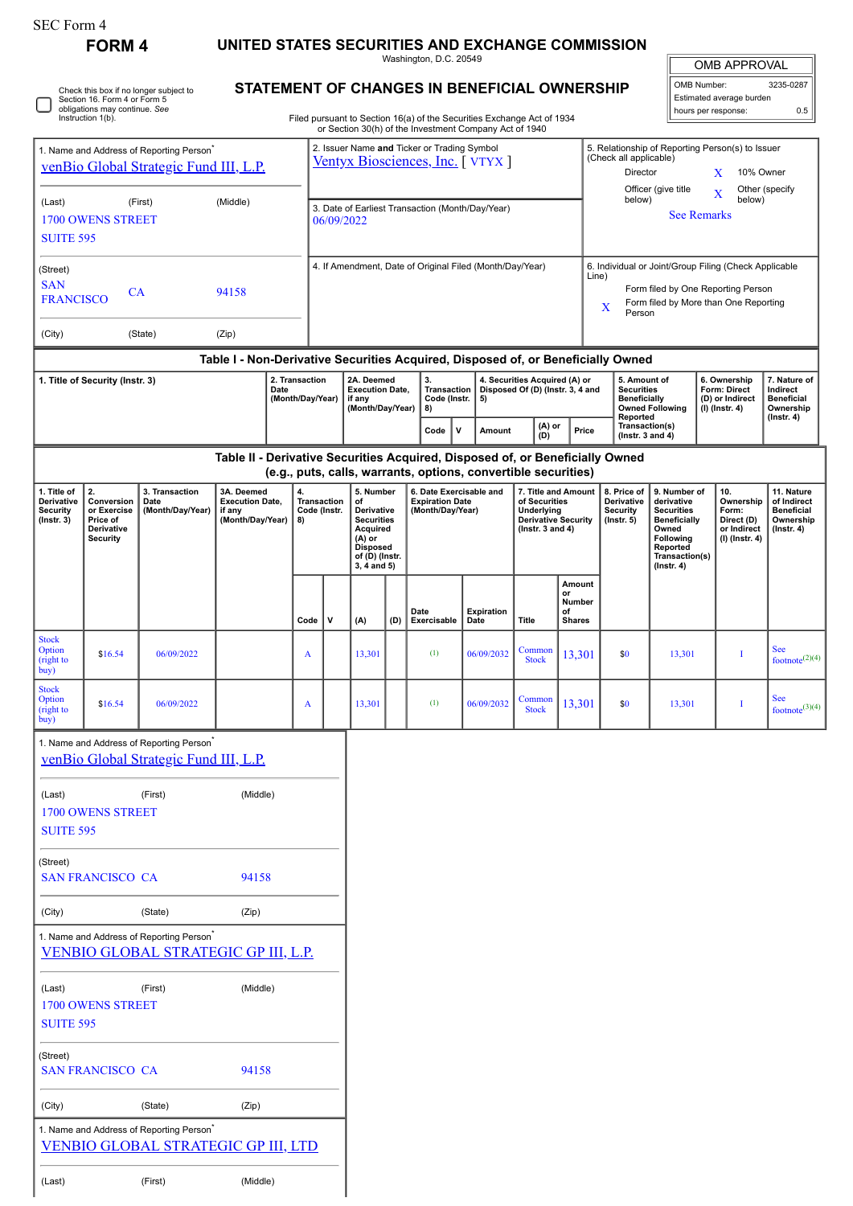SEC Form 4

**FORM 4**

# UNITED STATES SECURITIES AND EXCHANGE COMMISSION

Washington, D.C. 20549

## STATEMENT OF CHANGES IN BENEFICIAL OWNERSHIP

Filed pursuant to Section 16(a) of the Securities Exchange Act of 1934 or Section 30(h) of the Investment Company Act of 1940

| OMB APPROVAL | |
|---|---|
| OMB Number: | 3235-0287 |
| Estimated average burden hours per response: | 0.5 |

☐ Check this box if no longer subject to Section 16. Form 4 or Form 5 obligations may continue. *See* Instruction 1(b).

1. Name and Address of Reporting Person*
venBio Global Strategic Fund III, L.P.

(Last) (First) (Middle)
1700 OWENS STREET
SUITE 595

(Street)
SAN FRANCISCO CA 94158

(City) (State) (Zip)

2. Issuer Name **and** Ticker or Trading Symbol
Ventyx Biosciences, Inc. [ VTYX ]

3. Date of Earliest Transaction (Month/Day/Year)
06/09/2022

4. If Amendment, Date of Original Filed (Month/Day/Year)

5. Relationship of Reporting Person(s) to Issuer (Check all applicable)
Director
X 10% Owner
Officer (give title below)
X Other (specify below)
See Remarks

6. Individual or Joint/Group Filing (Check Applicable Line)
Form filed by One Reporting Person
X Form filed by More than One Reporting Person

### Table I - Non-Derivative Securities Acquired, Disposed of, or Beneficially Owned

| 1. Title of Security (Instr. 3) | 2. Transaction Date (Month/Day/Year) | 2A. Deemed Execution Date, if any (Month/Day/Year) | 3. Transaction Code (Instr. 8) | | 4. Securities Acquired (A) or Disposed Of (D) (Instr. 3, 4 and 5) | | | 5. Amount of Securities Beneficially Owned Following Reported Transaction(s) (Instr. 3 and 4) | 6. Ownership Form: Direct (D) or Indirect (I) (Instr. 4) | 7. Nature of Indirect Beneficial Ownership (Instr. 4) |
|---|---|---|---|---|---|---|---|---|---|---|
| | | | Code | V | Amount | (A) or (D) | Price | | | |

### Table II - Derivative Securities Acquired, Disposed of, or Beneficially Owned (e.g., puts, calls, warrants, options, convertible securities)

| 1. Title of Derivative Security (Instr. 3) | 2. Conversion or Exercise Price of Derivative Security | 3. Transaction Date (Month/Day/Year) | 3A. Deemed Execution Date, if any (Month/Day/Year) | 4. Transaction Code (Instr. 8) | | 5. Number of Derivative Securities Acquired (A) or Disposed of (D) (Instr. 3, 4 and 5) | | 6. Date Exercisable and Expiration Date (Month/Day/Year) | | 7. Title and Amount of Securities Underlying Derivative Security (Instr. 3 and 4) | | 8. Price of Derivative Security (Instr. 5) | 9. Number of derivative Securities Beneficially Owned Following Reported Transaction(s) (Instr. 4) | 10. Ownership Form: Direct (D) or Indirect (I) (Instr. 4) | 11. Nature of Indirect Beneficial Ownership (Instr. 4) |
|---|---|---|---|---|---|---|---|---|---|---|---|---|---|---|---|
| | | | | Code | V | (A) | (D) | Date Exercisable | Expiration Date | Title | Amount or Number of Shares | | | | |
| Stock Option (right to buy) | $16.54 | 06/09/2022 | | A | | 13,301 | | (1) | 06/09/2032 | Common Stock | 13,301 | $0 | 13,301 | I | See footnote[2][4] |
| Stock Option (right to buy) | $16.54 | 06/09/2022 | | A | | 13,301 | | (1) | 06/09/2032 | Common Stock | 13,301 | $0 | 13,301 | I | See footnote[3][4] |

1. Name and Address of Reporting Person*
venBio Global Strategic Fund III, L.P.

(Last) (First) (Middle)
1700 OWENS STREET
SUITE 595

(Street)
SAN FRANCISCO CA 94158

(City) (State) (Zip)

1. Name and Address of Reporting Person*
VENBIO GLOBAL STRATEGIC GP III, L.P.

(Last) (First) (Middle)
1700 OWENS STREET
SUITE 595

(Street)
SAN FRANCISCO CA 94158

(City) (State) (Zip)

1. Name and Address of Reporting Person*
VENBIO GLOBAL STRATEGIC GP III, LTD

(Last) (First) (Middle)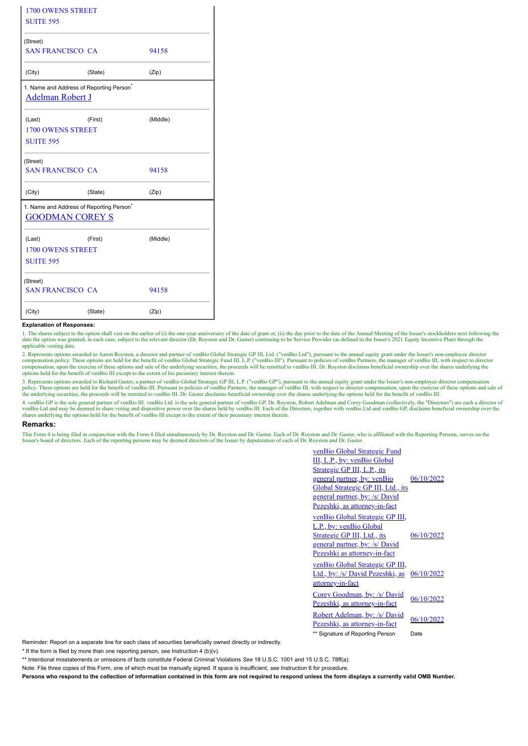1700 OWENS STREET
SUITE 595

(Street)

| | | |
|---|---|---|
| SAN FRANCISCO | CA | 94158 |
| (City) | (State) | (Zip) |

1. Name and Address of Reporting Person*

Adelman Robert J

| | | |
|---|---|---|
| (Last) | (First) | (Middle) |

1700 OWENS STREET
SUITE 595

(Street)

| | | |
|---|---|---|
| SAN FRANCISCO | CA | 94158 |
| (City) | (State) | (Zip) |

1. Name and Address of Reporting Person*

GOODMAN COREY S

| | | |
|---|---|---|
| (Last) | (First) | (Middle) |

1700 OWENS STREET
SUITE 595

(Street)

| | | |
|---|---|---|
| SAN FRANCISCO | CA | 94158 |
| (City) | (State) | (Zip) |

**Explanation of Responses:**

1. The shares subject to the option shall vest on the earlier of (i) the one-year anniversary of the date of grant or, (ii) the day prior to the date of the Annual Meeting of the Issuer's stockholders next following the date the option was granted, in each case, subject to the relevant director (Dr. Royston and Dr. Gaster) continuing to be Service Provider (as defined in the Issuer's 2021 Equity Incentive Plan) through the applicable vesting date.

2. Represents options awarded to Aaron Royston, a director and partner of venBio Global Strategic GP III, Ltd. ("venBio Ltd"), pursuant to the annual equity grant under the Issuer's non-employee director compensation policy. These options are held for the benefit of venBio Global Strategic Fund III, L.P. ("venBio III"). Pursuant to policies of venBio Partners, the manager of venBio III, with respect to director compensation, upon the exercise of these options and sale of the underlying securities, the proceeds will be remitted to venBio III. Dr. Royston disclaims beneficial ownership over the shares underlying the options held for the benefit of venBio III except to the extent of his pecuniary interest therein.

3. Represents options awarded to Richard Gaster, a partner of venBio Global Strategic GP III, L.P. ("venBio GP"), pursuant to the annual equity grant under the Issuer's non-employee director compensation policy. These options are held for the benefit of venBio III. Pursuant to policies of venBio Partners, the manager of venBio III, with respect to director compensation, upon the exercise of these options and sale of the underlying securities, the proceeds will be remitted to venBio III. Dr. Gaster disclaims beneficial ownership over the shares underlying the options held for the benefit of venBio III.

4. venBio GP is the sole general partner of venBio III. venBio Ltd. is the sole general partner of venBio GP. Dr. Royston, Robert Adelman and Corey Goodman (collectively, the "Directors") are each a director of venBio Ltd and may be deemed to share voting and dispositive power over the shares held by venBio III. Each of the Directors, together with venBio Ltd and venBio GP, disclaims beneficial ownership over the shares underlying the options held for the benefit of venBio III except to the extent of their pecuniary interest therein.

## Remarks:

This Form 4 is being filed in conjunction with the Form 4 filed simultaneously by Dr. Royston and Dr. Gaster. Each of Dr. Royston and Dr. Gaster, who is affiliated with the Reporting Persons, serves on the Issuer's board of directors. Each of the reporting persons may be deemed directors of the Issuer by deputization of each of Dr. Royston and Dr. Gaster.

| | |
|---|---|
| venBio Global Strategic Fund III, L.P., by: venBio Global Strategic GP III, L.P., its general partner, by: venBio Global Strategic GP III, Ltd., its general partner, by: /s/ David Pezeshki, as attorney-in-fact | 06/10/2022 |
| venBio Global Strategic GP III, L.P., by: venBio Global Strategic GP III, Ltd., its general partner, by: /s/ David Pezeshki as attorney-in-fact | 06/10/2022 |
| venBio Global Strategic GP III, Ltd., by: /s/ David Pezeshki, as attorney-in-fact | 06/10/2022 |
| Corey Goodman, by: /s/ David Pezeshki, as attorney-in-fact | 06/10/2022 |
| Robert Adelman, by: /s/ David Pezeshki, as attorney-in-fact | 06/10/2022 |
| ** Signature of Reporting Person | Date |

Reminder: Report on a separate line for each class of securities beneficially owned directly or indirectly.

* If the form is filed by more than one reporting person, *see* Instruction 4 (b)(v).

** Intentional misstatements or omissions of facts constitute Federal Criminal Violations *See* 18 U.S.C. 1001 and 15 U.S.C. 78ff(a).

Note: File three copies of this Form, one of which must be manually signed. If space is insufficient, *see* Instruction 6 for procedure.

**Persons who respond to the collection of information contained in this form are not required to respond unless the form displays a currently valid OMB Number.**